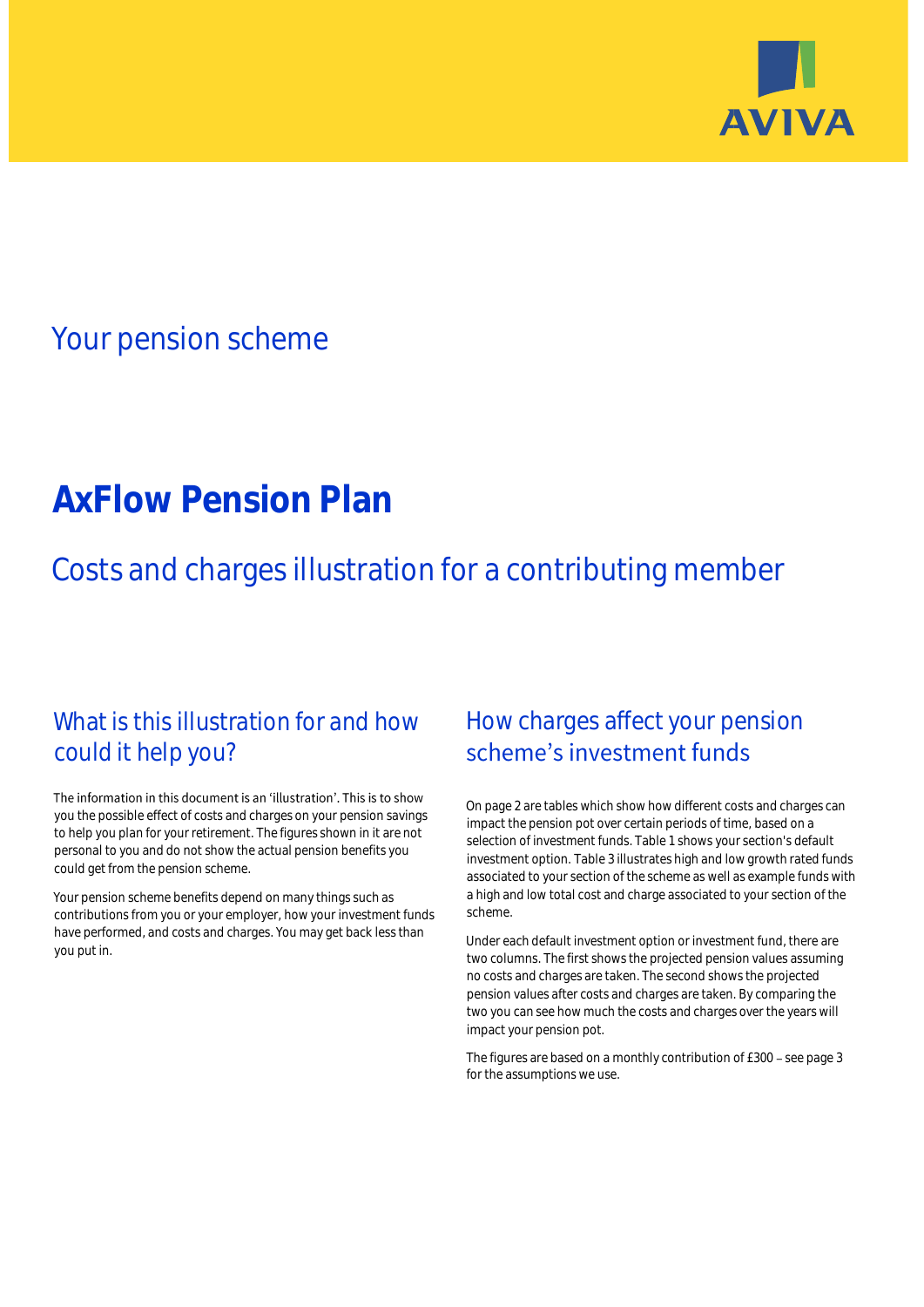AVIVA

## Your pension scheme

# AxFlow Pension Plan

## Costs and charges illustration for a contributing member

### What is this illustration for and how could it help you?

The information in this document is an 'illustration'. This is to show you the possible effect of costs and charges on your pension savings to help you plan for your retirement. The figures shown in it are not personal to you and do not show the actual pension benefits you could get from the pension scheme.

Your pension scheme benefits depend on many things such as contributions from you or your employer, how your investment funds have performed, and costs and charges. You may get back less than you put in.

### How charges affect your pension scheme's investment funds

On page 2 are tables which show how different costs and charges can impact the pension pot over certain periods of time, based on a selection of investment funds. Table 1 shows your section's default investment option. Table 3 illustrates high and low growth rated funds associated to your section of the scheme as well as example funds with a high and low total cost and charge associated to your section of the scheme.

Under each default investment option or investment fund, there are two columns. The first shows the projected pension values assuming no costs and charges are taken. The second shows the projected pension values after costs and charges are taken. By comparing the two you can see how much the costs and charges over the years will impact your pension pot.

The figures are based on a monthly contribution of £300 – see page 3 for the assumptions we use.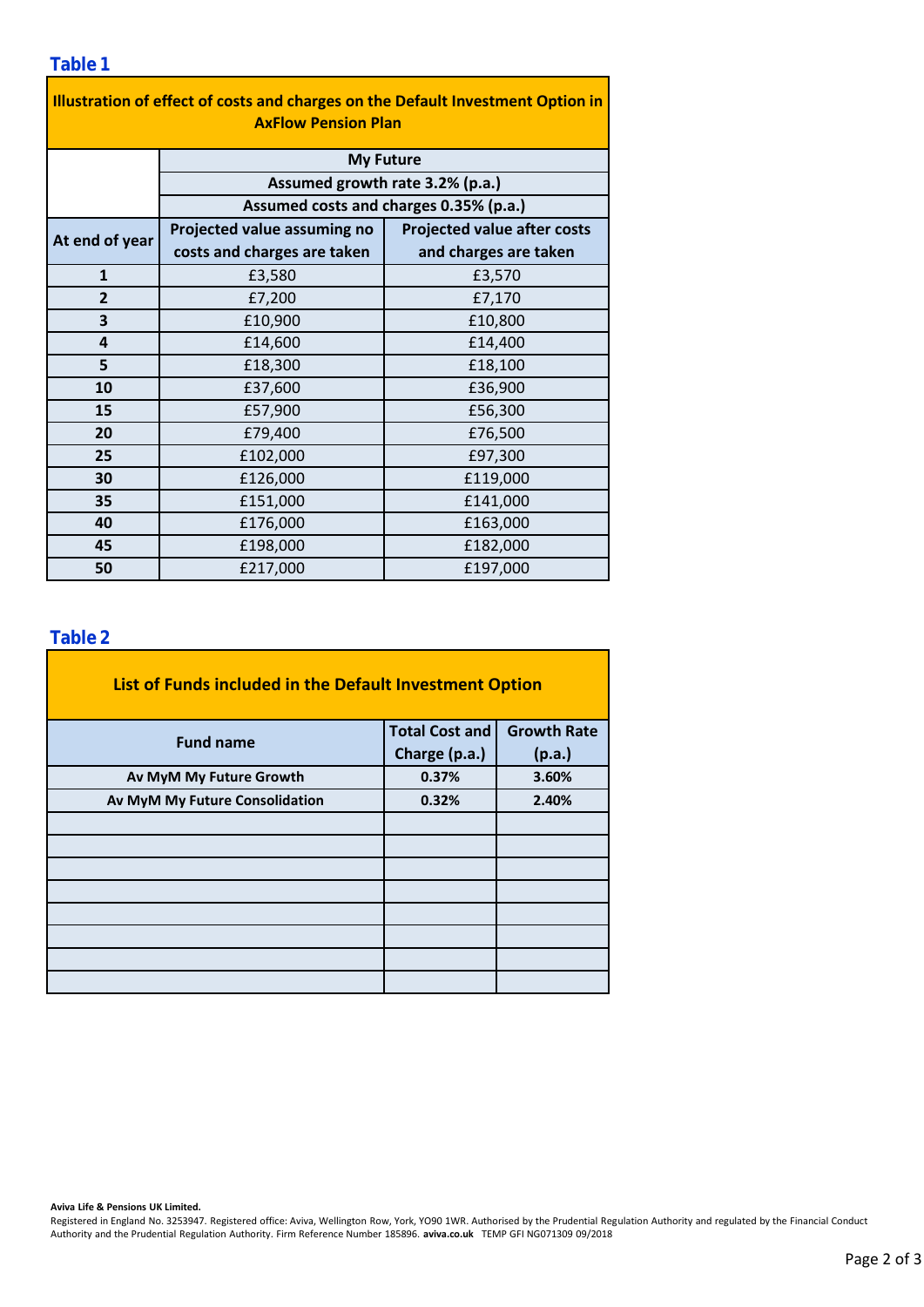## Table 1

| Illustration of effect of costs and charges on the Default Investment Option in AxFlow Pension Plan | | |
|---|---|---|
| | My Future | |
| | Assumed growth rate 3.2% (p.a.) | |
| | Assumed costs and charges 0.35% (p.a.) | |
| At end of year | Projected value assuming no costs and charges are taken | Projected value after costs and charges are taken |
| 1 | £3,580 | £3,570 |
| 2 | £7,200 | £7,170 |
| 3 | £10,900 | £10,800 |
| 4 | £14,600 | £14,400 |
| 5 | £18,300 | £18,100 |
| 10 | £37,600 | £36,900 |
| 15 | £57,900 | £56,300 |
| 20 | £79,400 | £76,500 |
| 25 | £102,000 | £97,300 |
| 30 | £126,000 | £119,000 |
| 35 | £151,000 | £141,000 |
| 40 | £176,000 | £163,000 |
| 45 | £198,000 | £182,000 |
| 50 | £217,000 | £197,000 |

## Table 2

| List of Funds included in the Default Investment Option | | |
|---|---|---|
| Fund name | Total Cost and Charge (p.a.) | Growth Rate (p.a.) |
| Av MyM My Future Growth | 0.37% | 3.60% |
| Av MyM My Future Consolidation | 0.32% | 2.40% |
| | | |
| | | |
| | | |
| | | |
| | | |
| | | |
| | | |
| | | |

**Aviva Life & Pensions UK Limited.**
Registered in England No. 3253947. Registered office: Aviva, Wellington Row, York, YO90 1WR. Authorised by the Prudential Regulation Authority and regulated by the Financial Conduct Authority and the Prudential Regulation Authority. Firm Reference Number 185896. **aviva.co.uk** TEMP GFI NG071309 09/2018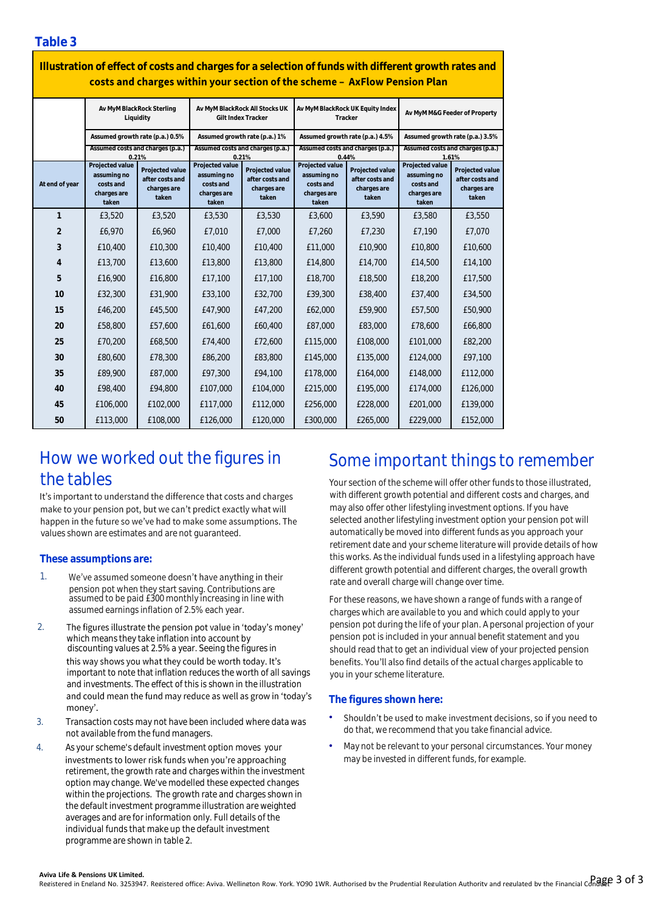## Table 3

| Illustration of effect of costs and charges for a selection of funds with different growth rates and costs and charges within your section of the scheme – AxFlow Pension Plan | | | | | | | | |
|---|---|---|---|---|---|---|---|---|
| | Av MyM BlackRock Sterling Liquidity | | Av MyM BlackRock All Stocks UK Gilt Index Tracker | | Av MyM BlackRock UK Equity Index Tracker | | Av MyM M&G Feeder of Property | |
| | Assumed growth rate (p.a.) 0.5% | | Assumed growth rate (p.a.) 1% | | Assumed growth rate (p.a.) 4.5% | | Assumed growth rate (p.a.) 3.5% | |
| | Assumed costs and charges (p.a.) 0.21% | | Assumed costs and charges (p.a.) 0.21% | | Assumed costs and charges (p.a.) 0.44% | | Assumed costs and charges (p.a.) 1.61% | |
| At end of year | Projected value assuming no costs and charges are taken | Projected value after costs and charges are taken | Projected value assuming no costs and charges are taken | Projected value after costs and charges are taken | Projected value assuming no costs and charges are taken | Projected value after costs and charges are taken | Projected value assuming no costs and charges are taken | Projected value after costs and charges are taken |
| 1 | £3,520 | £3,520 | £3,530 | £3,530 | £3,600 | £3,590 | £3,580 | £3,550 |
| 2 | £6,970 | £6,960 | £7,010 | £7,000 | £7,260 | £7,230 | £7,190 | £7,070 |
| 3 | £10,400 | £10,300 | £10,400 | £10,400 | £11,000 | £10,900 | £10,800 | £10,600 |
| 4 | £13,700 | £13,600 | £13,800 | £13,800 | £14,800 | £14,700 | £14,500 | £14,100 |
| 5 | £16,900 | £16,800 | £17,100 | £17,100 | £18,700 | £18,500 | £18,200 | £17,500 |
| 10 | £32,300 | £31,900 | £33,100 | £32,700 | £39,300 | £38,400 | £37,400 | £34,500 |
| 15 | £46,200 | £45,500 | £47,900 | £47,200 | £62,000 | £59,900 | £57,500 | £50,900 |
| 20 | £58,800 | £57,600 | £61,600 | £60,400 | £87,000 | £83,000 | £78,600 | £66,800 |
| 25 | £70,200 | £68,500 | £74,400 | £72,600 | £115,000 | £108,000 | £101,000 | £82,200 |
| 30 | £80,600 | £78,300 | £86,200 | £83,800 | £145,000 | £135,000 | £124,000 | £97,100 |
| 35 | £89,900 | £87,000 | £97,300 | £94,100 | £178,000 | £164,000 | £148,000 | £112,000 |
| 40 | £98,400 | £94,800 | £107,000 | £104,000 | £215,000 | £195,000 | £174,000 | £126,000 |
| 45 | £106,000 | £102,000 | £117,000 | £112,000 | £256,000 | £228,000 | £201,000 | £139,000 |
| 50 | £113,000 | £108,000 | £126,000 | £120,000 | £300,000 | £265,000 | £229,000 | £152,000 |

# How we worked out the figures in the tables

It's important to understand the difference that costs and charges make to your pension pot, but we can't predict exactly what will happen in the future so we've had to make some assumptions. The values shown are estimates and are not guaranteed.

### These assumptions are:

1. We've assumed someone doesn't have anything in their pension pot when they start saving. Contributions are assumed to be paid £300 monthly increasing in line with assumed earnings inflation of 2.5% each year.
2. The figures illustrate the pension pot value in 'today's money' which means they take inflation into account by discounting values at 2.5% a year. Seeing the figures in this way shows you what they could be worth today. It's important to note that inflation reduces the worth of all savings and investments. The effect of this is shown in the illustration and could mean the fund may reduce as well as grow in 'today's money'.
3. Transaction costs may not have been included where data was not available from the fund managers.
4. As your scheme's default investment option moves your investments to lower risk funds when you're approaching retirement, the growth rate and charges within the investment option may change. We've modelled these expected changes within the projections. The growth rate and charges shown in the default investment programme illustration are weighted averages and are for information only. Full details of the individual funds that make up the default investment programme are shown in table 2.

# Some important things to remember

Your section of the scheme will offer other funds to those illustrated, with different growth potential and different costs and charges, and may also offer other lifestyling investment options. If you have selected another lifestyling investment option your pension pot will automatically be moved into different funds as you approach your retirement date and your scheme literature will provide details of how this works. As the individual funds used in a lifestyling approach have different growth potential and different charges, the overall growth rate and overall charge will change over time.

For these reasons, we have shown a range of funds with a range of charges which are available to you and which could apply to your pension pot during the life of your plan. A personal projection of your pension pot is included in your annual benefit statement and you should read that to get an individual view of your projected pension benefits. You'll also find details of the actual charges applicable to you in your scheme literature.

### The figures shown here:

- Shouldn't be used to make investment decisions, so if you need to do that, we recommend that you take financial advice.
- May not be relevant to your personal circumstances. Your money may be invested in different funds, for example.

**Aviva Life & Pensions UK Limited.**
Registered in England No. 3253947. Registered office: Aviva, Wellington Row, York, YO90 1WR. Authorised by the Prudential Regulation Authority and regulated by the Financial Conduct